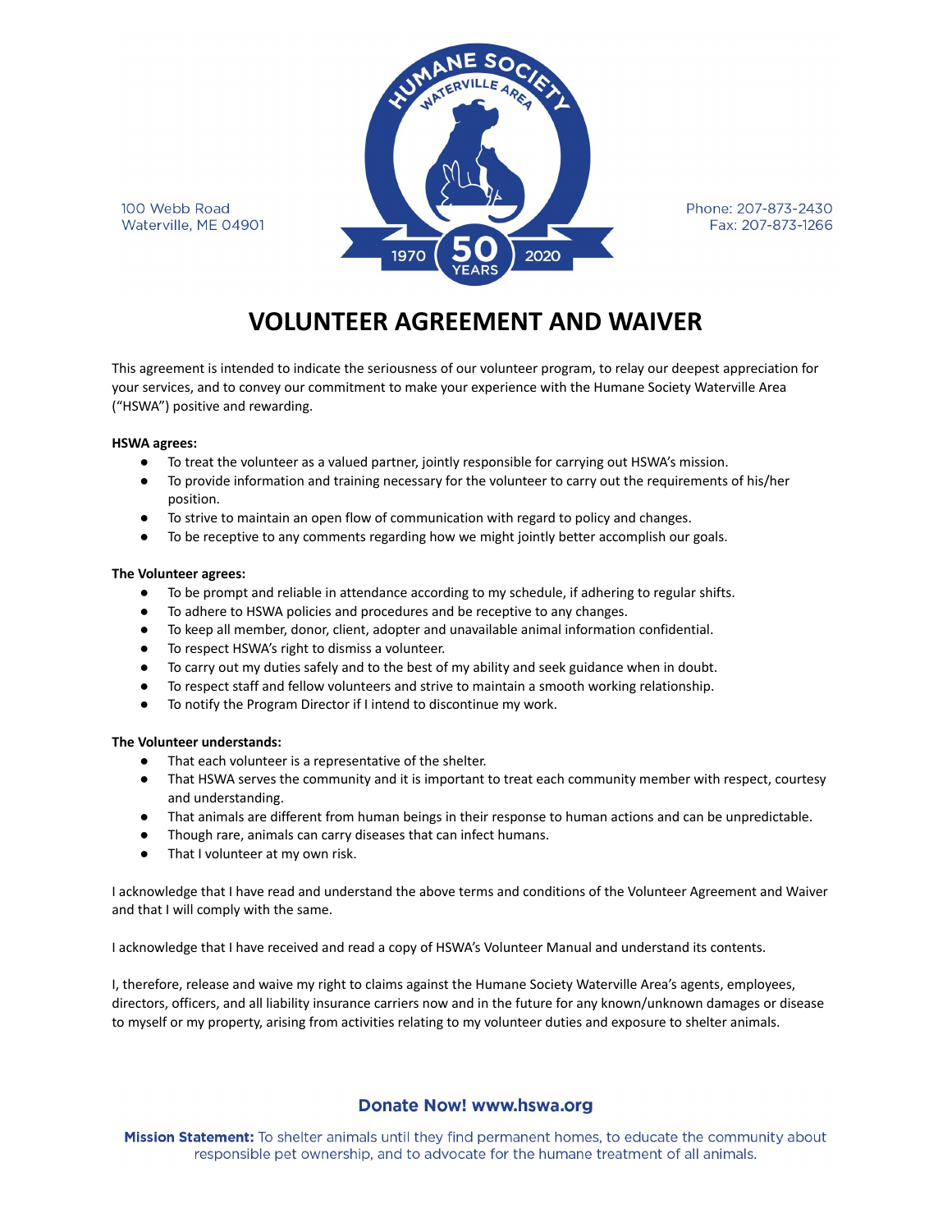100 Webb Road
Waterville, ME 04901

Phone: 207-873-2430
Fax: 207-873-1266

# VOLUNTEER AGREEMENT AND WAIVER

This agreement is intended to indicate the seriousness of our volunteer program, to relay our deepest appreciation for your services, and to convey our commitment to make your experience with the Humane Society Waterville Area ("HSWA") positive and rewarding.

**HSWA agrees:**

- To treat the volunteer as a valued partner, jointly responsible for carrying out HSWA's mission.
- To provide information and training necessary for the volunteer to carry out the requirements of his/her position.
- To strive to maintain an open flow of communication with regard to policy and changes.
- To be receptive to any comments regarding how we might jointly better accomplish our goals.

**The Volunteer agrees:**

- To be prompt and reliable in attendance according to my schedule, if adhering to regular shifts.
- To adhere to HSWA policies and procedures and be receptive to any changes.
- To keep all member, donor, client, adopter and unavailable animal information confidential.
- To respect HSWA's right to dismiss a volunteer.
- To carry out my duties safely and to the best of my ability and seek guidance when in doubt.
- To respect staff and fellow volunteers and strive to maintain a smooth working relationship.
- To notify the Program Director if I intend to discontinue my work.

**The Volunteer understands:**

- That each volunteer is a representative of the shelter.
- That HSWA serves the community and it is important to treat each community member with respect, courtesy and understanding.
- That animals are different from human beings in their response to human actions and can be unpredictable.
- Though rare, animals can carry diseases that can infect humans.
- That I volunteer at my own risk.

I acknowledge that I have read and understand the above terms and conditions of the Volunteer Agreement and Waiver and that I will comply with the same.

I acknowledge that I have received and read a copy of HSWA's Volunteer Manual and understand its contents.

I, therefore, release and waive my right to claims against the Humane Society Waterville Area's agents, employees, directors, officers, and all liability insurance carriers now and in the future for any known/unknown damages or disease to myself or my property, arising from activities relating to my volunteer duties and exposure to shelter animals.

**Donate Now! www.hswa.org**

**Mission Statement:** To shelter animals until they find permanent homes, to educate the community about responsible pet ownership, and to advocate for the humane treatment of all animals.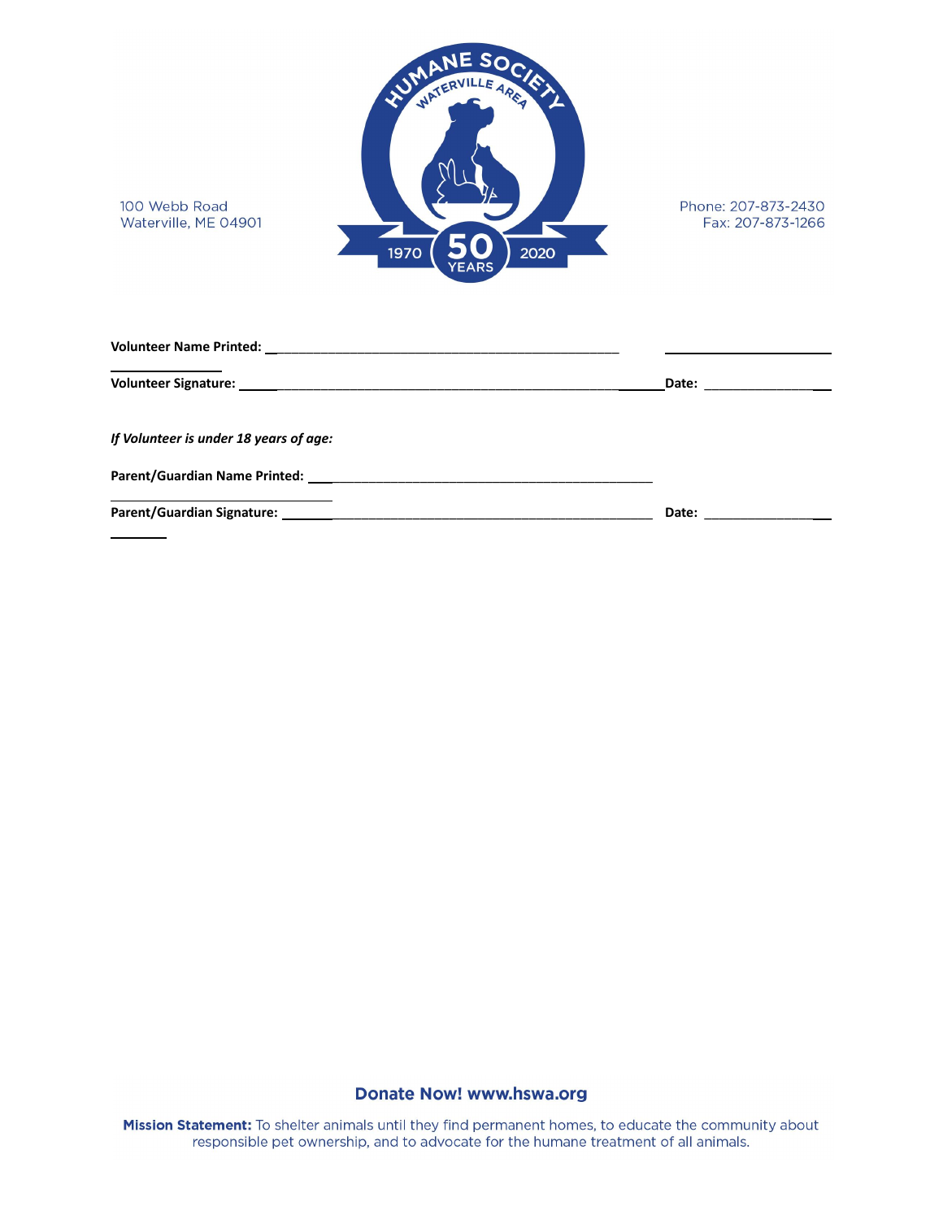100 Webb Road
Waterville, ME 04901

Phone: 207-873-2430
Fax: 207-873-1266

**Volunteer Name Printed:** ______________________________

**Volunteer Signature:** ______________________________ **Date:** ______________

*If Volunteer is under 18 years of age:*

**Parent/Guardian Name Printed:** ______________________________

**Parent/Guardian Signature:** ______________________________ **Date:** ______________

**Donate Now! www.hswa.org**

**Mission Statement:** To shelter animals until they find permanent homes, to educate the community about responsible pet ownership, and to advocate for the humane treatment of all animals.